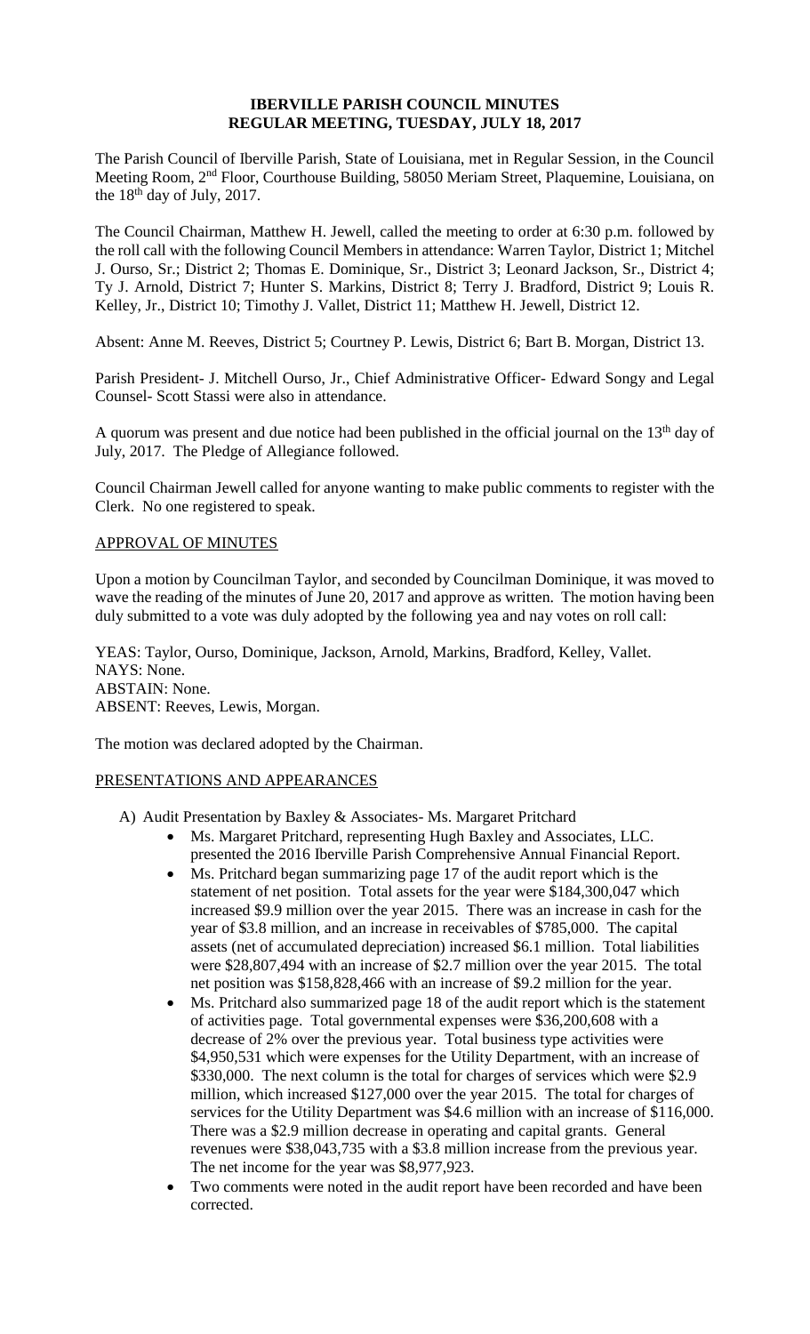# IBERVILLE PARISH COUNCIL MINUTES
## REGULAR MEETING, TUESDAY, JULY 18, 2017

The Parish Council of Iberville Parish, State of Louisiana, met in Regular Session, in the Council Meeting Room, 2nd Floor, Courthouse Building, 58050 Meriam Street, Plaquemine, Louisiana, on the 18th day of July, 2017.

The Council Chairman, Matthew H. Jewell, called the meeting to order at 6:30 p.m. followed by the roll call with the following Council Members in attendance: Warren Taylor, District 1; Mitchel J. Ourso, Sr.; District 2; Thomas E. Dominique, Sr., District 3; Leonard Jackson, Sr., District 4; Ty J. Arnold, District 7; Hunter S. Markins, District 8; Terry J. Bradford, District 9; Louis R. Kelley, Jr., District 10; Timothy J. Vallet, District 11; Matthew H. Jewell, District 12.

Absent: Anne M. Reeves, District 5; Courtney P. Lewis, District 6; Bart B. Morgan, District 13.

Parish President- J. Mitchell Ourso, Jr., Chief Administrative Officer- Edward Songy and Legal Counsel- Scott Stassi were also in attendance.

A quorum was present and due notice had been published in the official journal on the 13th day of July, 2017. The Pledge of Allegiance followed.

Council Chairman Jewell called for anyone wanting to make public comments to register with the Clerk. No one registered to speak.

APPROVAL OF MINUTES

Upon a motion by Councilman Taylor, and seconded by Councilman Dominique, it was moved to wave the reading of the minutes of June 20, 2017 and approve as written. The motion having been duly submitted to a vote was duly adopted by the following yea and nay votes on roll call:

YEAS: Taylor, Ourso, Dominique, Jackson, Arnold, Markins, Bradford, Kelley, Vallet.
NAYS: None.
ABSTAIN: None.
ABSENT: Reeves, Lewis, Morgan.

The motion was declared adopted by the Chairman.

PRESENTATIONS AND APPEARANCES

A) Audit Presentation by Baxley & Associates- Ms. Margaret Pritchard

- Ms. Margaret Pritchard, representing Hugh Baxley and Associates, LLC. presented the 2016 Iberville Parish Comprehensive Annual Financial Report.
- Ms. Pritchard began summarizing page 17 of the audit report which is the statement of net position. Total assets for the year were $184,300,047 which increased $9.9 million over the year 2015. There was an increase in cash for the year of $3.8 million, and an increase in receivables of $785,000. The capital assets (net of accumulated depreciation) increased $6.1 million. Total liabilities were $28,807,494 with an increase of $2.7 million over the year 2015. The total net position was $158,828,466 with an increase of $9.2 million for the year.
- Ms. Pritchard also summarized page 18 of the audit report which is the statement of activities page. Total governmental expenses were $36,200,608 with a decrease of 2% over the previous year. Total business type activities were $4,950,531 which were expenses for the Utility Department, with an increase of $330,000. The next column is the total for charges of services which were $2.9 million, which increased $127,000 over the year 2015. The total for charges of services for the Utility Department was $4.6 million with an increase of $116,000. There was a $2.9 million decrease in operating and capital grants. General revenues were $38,043,735 with a $3.8 million increase from the previous year. The net income for the year was $8,977,923.
- Two comments were noted in the audit report have been recorded and have been corrected.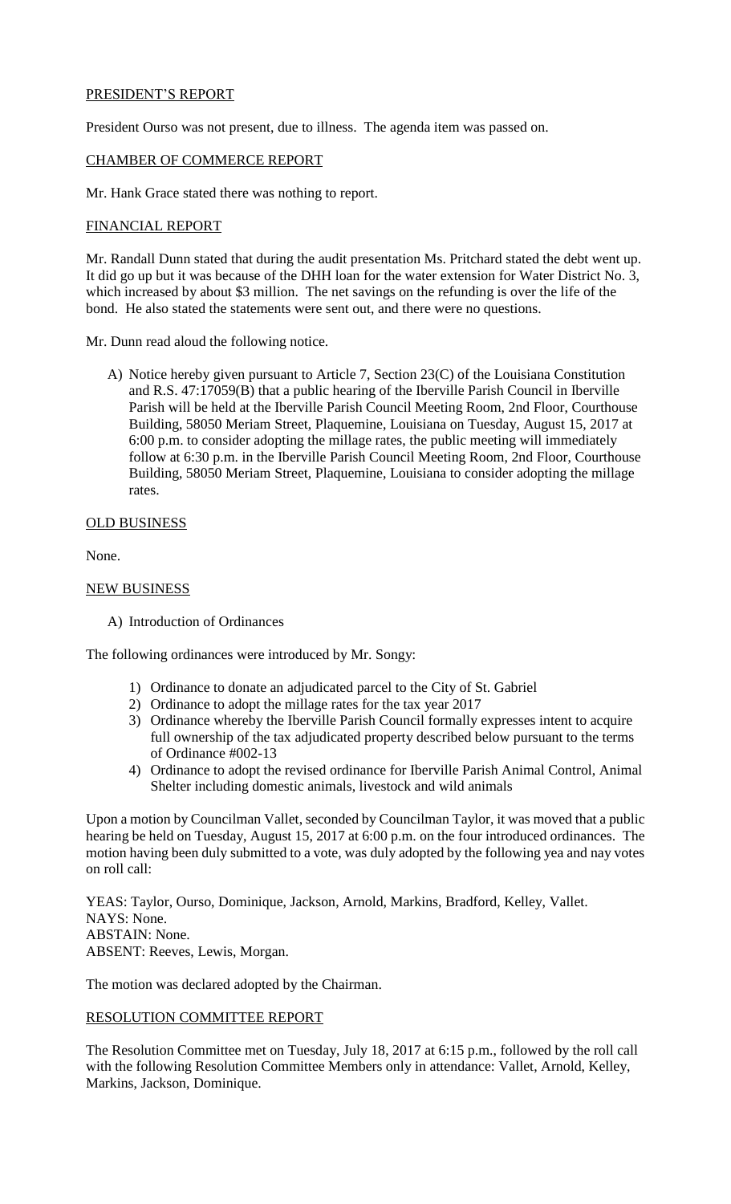## PRESIDENT'S REPORT

President Ourso was not present, due to illness. The agenda item was passed on.

## CHAMBER OF COMMERCE REPORT

Mr. Hank Grace stated there was nothing to report.

## FINANCIAL REPORT

Mr. Randall Dunn stated that during the audit presentation Ms. Pritchard stated the debt went up. It did go up but it was because of the DHH loan for the water extension for Water District No. 3, which increased by about $3 million. The net savings on the refunding is over the life of the bond. He also stated the statements were sent out, and there were no questions.

Mr. Dunn read aloud the following notice.

A) Notice hereby given pursuant to Article 7, Section 23(C) of the Louisiana Constitution and R.S. 47:17059(B) that a public hearing of the Iberville Parish Council in Iberville Parish will be held at the Iberville Parish Council Meeting Room, 2nd Floor, Courthouse Building, 58050 Meriam Street, Plaquemine, Louisiana on Tuesday, August 15, 2017 at 6:00 p.m. to consider adopting the millage rates, the public meeting will immediately follow at 6:30 p.m. in the Iberville Parish Council Meeting Room, 2nd Floor, Courthouse Building, 58050 Meriam Street, Plaquemine, Louisiana to consider adopting the millage rates.

## OLD BUSINESS

None.

## NEW BUSINESS

A) Introduction of Ordinances

The following ordinances were introduced by Mr. Songy:

1) Ordinance to donate an adjudicated parcel to the City of St. Gabriel
2) Ordinance to adopt the millage rates for the tax year 2017
3) Ordinance whereby the Iberville Parish Council formally expresses intent to acquire full ownership of the tax adjudicated property described below pursuant to the terms of Ordinance #002-13
4) Ordinance to adopt the revised ordinance for Iberville Parish Animal Control, Animal Shelter including domestic animals, livestock and wild animals

Upon a motion by Councilman Vallet, seconded by Councilman Taylor, it was moved that a public hearing be held on Tuesday, August 15, 2017 at 6:00 p.m. on the four introduced ordinances. The motion having been duly submitted to a vote, was duly adopted by the following yea and nay votes on roll call:

YEAS: Taylor, Ourso, Dominique, Jackson, Arnold, Markins, Bradford, Kelley, Vallet.
NAYS: None.
ABSTAIN: None.
ABSENT: Reeves, Lewis, Morgan.

The motion was declared adopted by the Chairman.

## RESOLUTION COMMITTEE REPORT

The Resolution Committee met on Tuesday, July 18, 2017 at 6:15 p.m., followed by the roll call with the following Resolution Committee Members only in attendance: Vallet, Arnold, Kelley, Markins, Jackson, Dominique.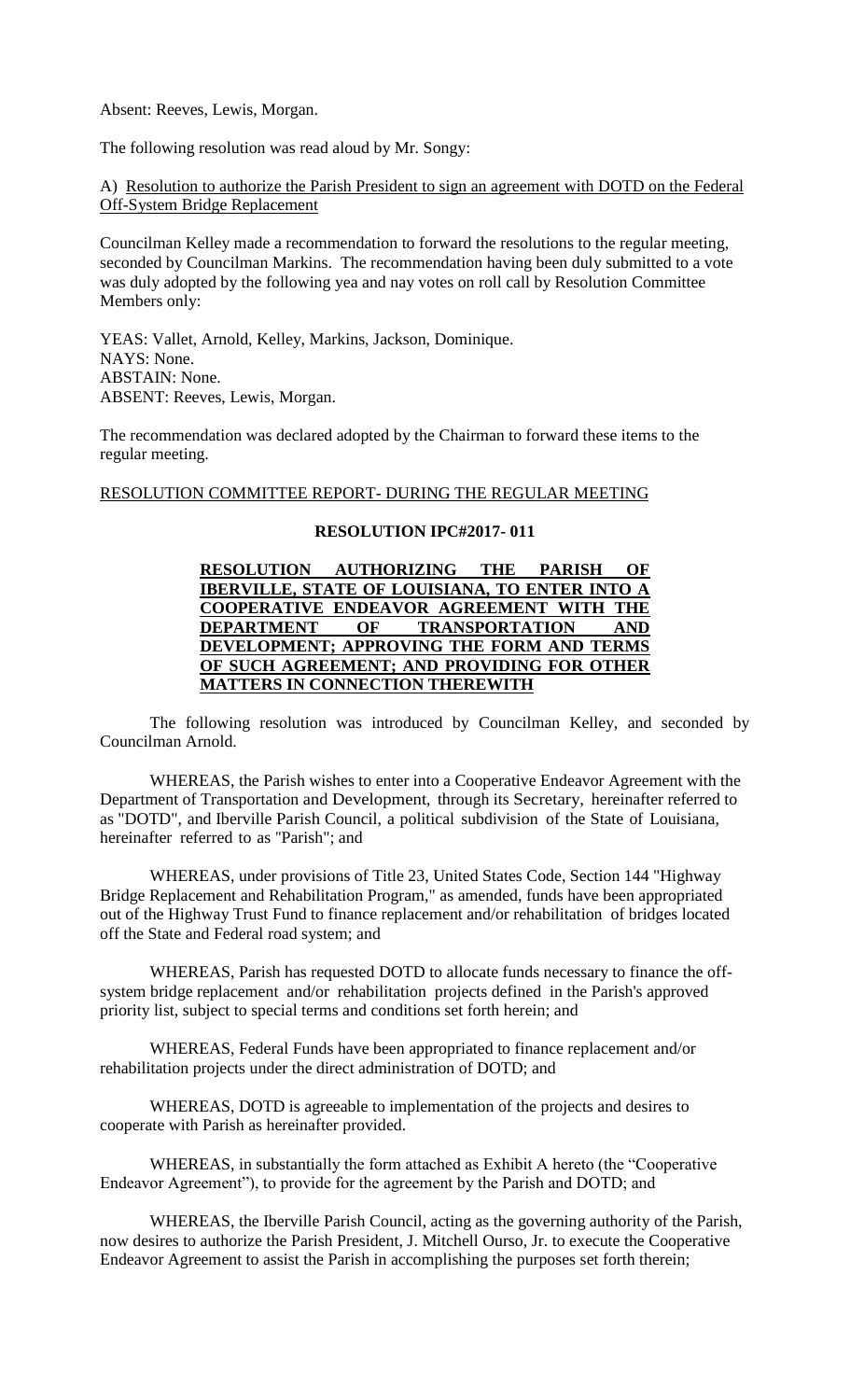Absent: Reeves, Lewis, Morgan.

The following resolution was read aloud by Mr. Songy:

A) Resolution to authorize the Parish President to sign an agreement with DOTD on the Federal Off-System Bridge Replacement

Councilman Kelley made a recommendation to forward the resolutions to the regular meeting, seconded by Councilman Markins. The recommendation having been duly submitted to a vote was duly adopted by the following yea and nay votes on roll call by Resolution Committee Members only:

YEAS: Vallet, Arnold, Kelley, Markins, Jackson, Dominique.
NAYS: None.
ABSTAIN: None.
ABSENT: Reeves, Lewis, Morgan.

The recommendation was declared adopted by the Chairman to forward these items to the regular meeting.

RESOLUTION COMMITTEE REPORT- DURING THE REGULAR MEETING

**RESOLUTION IPC#2017- 011**

**RESOLUTION AUTHORIZING THE PARISH OF IBERVILLE, STATE OF LOUISIANA, TO ENTER INTO A COOPERATIVE ENDEAVOR AGREEMENT WITH THE DEPARTMENT OF TRANSPORTATION AND DEVELOPMENT; APPROVING THE FORM AND TERMS OF SUCH AGREEMENT; AND PROVIDING FOR OTHER MATTERS IN CONNECTION THEREWITH**

The following resolution was introduced by Councilman Kelley, and seconded by Councilman Arnold.

WHEREAS, the Parish wishes to enter into a Cooperative Endeavor Agreement with the Department of Transportation and Development, through its Secretary, hereinafter referred to as "DOTD", and Iberville Parish Council, a political subdivision of the State of Louisiana, hereinafter referred to as "Parish"; and

WHEREAS, under provisions of Title 23, United States Code, Section 144 "Highway Bridge Replacement and Rehabilitation Program," as amended, funds have been appropriated out of the Highway Trust Fund to finance replacement and/or rehabilitation of bridges located off the State and Federal road system; and

WHEREAS, Parish has requested DOTD to allocate funds necessary to finance the off-system bridge replacement and/or rehabilitation projects defined in the Parish's approved priority list, subject to special terms and conditions set forth herein; and

WHEREAS, Federal Funds have been appropriated to finance replacement and/or rehabilitation projects under the direct administration of DOTD; and

WHEREAS, DOTD is agreeable to implementation of the projects and desires to cooperate with Parish as hereinafter provided.

WHEREAS, in substantially the form attached as Exhibit A hereto (the "Cooperative Endeavor Agreement"), to provide for the agreement by the Parish and DOTD; and

WHEREAS, the Iberville Parish Council, acting as the governing authority of the Parish, now desires to authorize the Parish President, J. Mitchell Ourso, Jr. to execute the Cooperative Endeavor Agreement to assist the Parish in accomplishing the purposes set forth therein;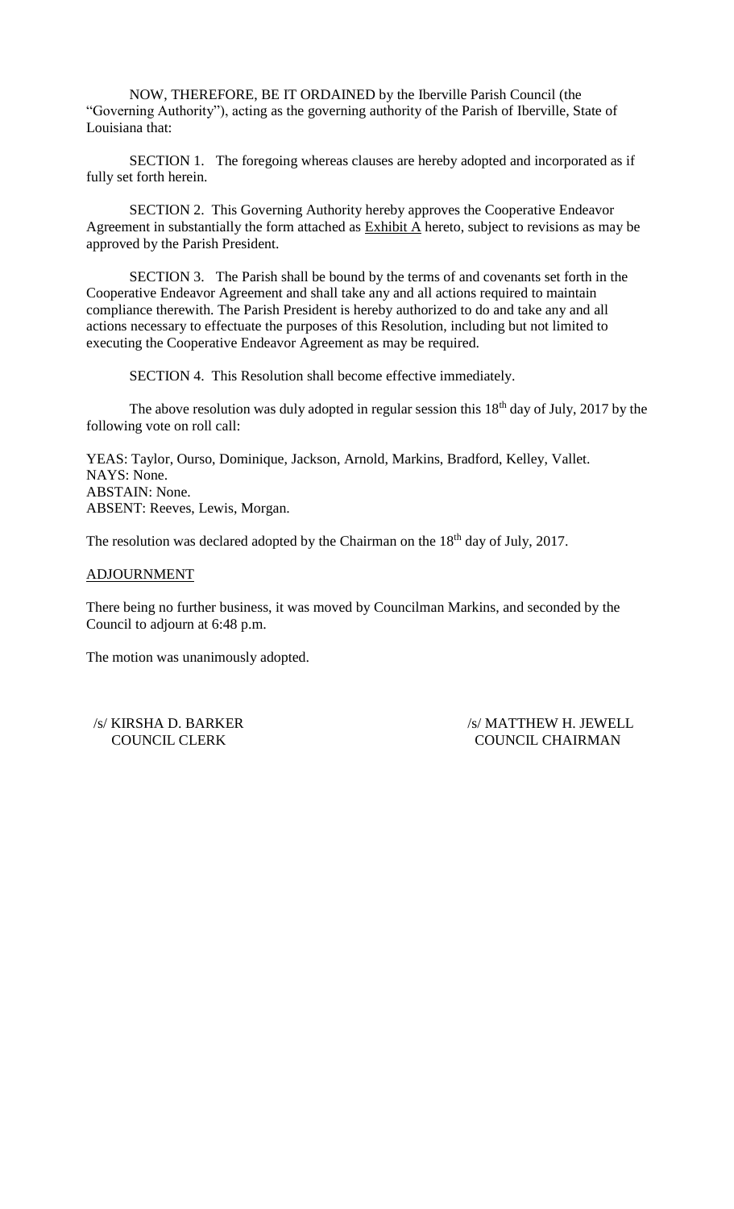NOW, THEREFORE, BE IT ORDAINED by the Iberville Parish Council (the "Governing Authority"), acting as the governing authority of the Parish of Iberville, State of Louisiana that:

SECTION 1. The foregoing whereas clauses are hereby adopted and incorporated as if fully set forth herein.

SECTION 2. This Governing Authority hereby approves the Cooperative Endeavor Agreement in substantially the form attached as Exhibit A hereto, subject to revisions as may be approved by the Parish President.

SECTION 3. The Parish shall be bound by the terms of and covenants set forth in the Cooperative Endeavor Agreement and shall take any and all actions required to maintain compliance therewith. The Parish President is hereby authorized to do and take any and all actions necessary to effectuate the purposes of this Resolution, including but not limited to executing the Cooperative Endeavor Agreement as may be required.

SECTION 4. This Resolution shall become effective immediately.

The above resolution was duly adopted in regular session this 18th day of July, 2017 by the following vote on roll call:

YEAS: Taylor, Ourso, Dominique, Jackson, Arnold, Markins, Bradford, Kelley, Vallet.
NAYS: None.
ABSTAIN: None.
ABSENT: Reeves, Lewis, Morgan.

The resolution was declared adopted by the Chairman on the 18th day of July, 2017.

ADJOURNMENT

There being no further business, it was moved by Councilman Markins, and seconded by the Council to adjourn at 6:48 p.m.

The motion was unanimously adopted.

/s/ KIRSHA D. BARKER
COUNCIL CLERK

/s/ MATTHEW H. JEWELL
COUNCIL CHAIRMAN